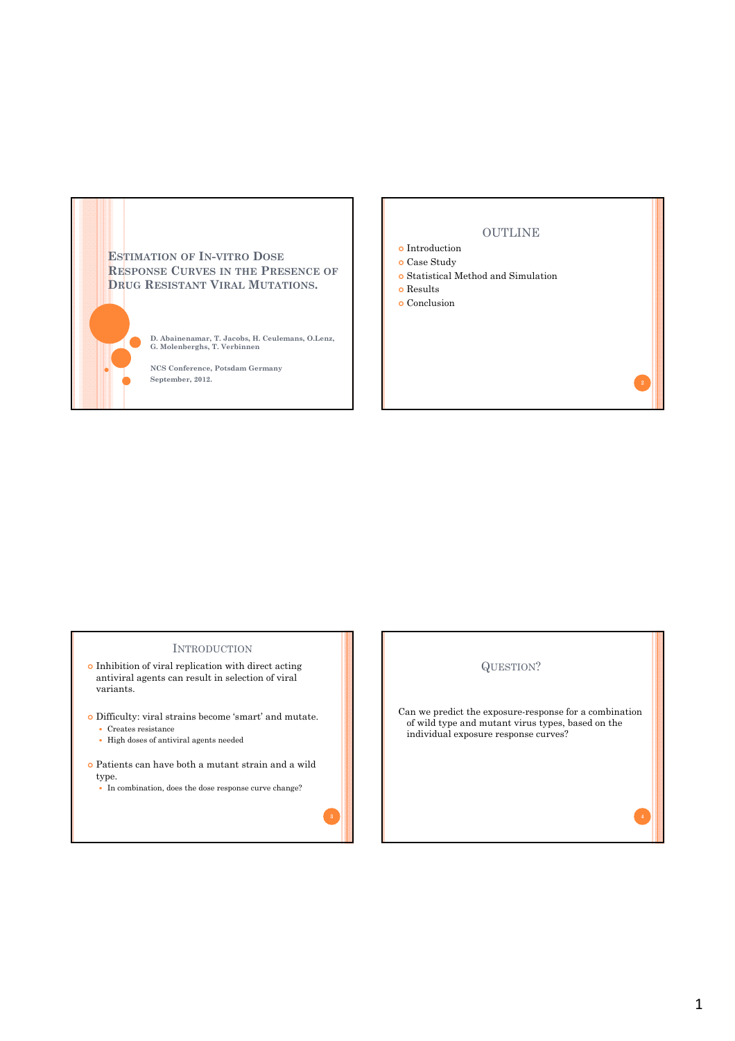# Estimation of In-vitro Dose Response Curves in the Presence of Drug Resistant Viral Mutations.

**D. Abainenamar, T. Jacobs, H. Ceulemans, O.Lenz, G. Molenberghs, T. Verbinnen**

**NCS Conference, Potsdam Germany**

**September, 2012.**

## OUTLINE

- Introduction
- Case Study
- Statistical Method and Simulation
- Results
- Conclusion

## Introduction

- Inhibition of viral replication with direct acting antiviral agents can result in selection of viral variants.
- Difficulty: viral strains become 'smart' and mutate.
  - Creates resistance
  - High doses of antiviral agents needed
- Patients can have both a mutant strain and a wild type.
  - In combination, does the dose response curve change?

## Question?

Can we predict the exposure-response for a combination of wild type and mutant virus types, based on the individual exposure response curves?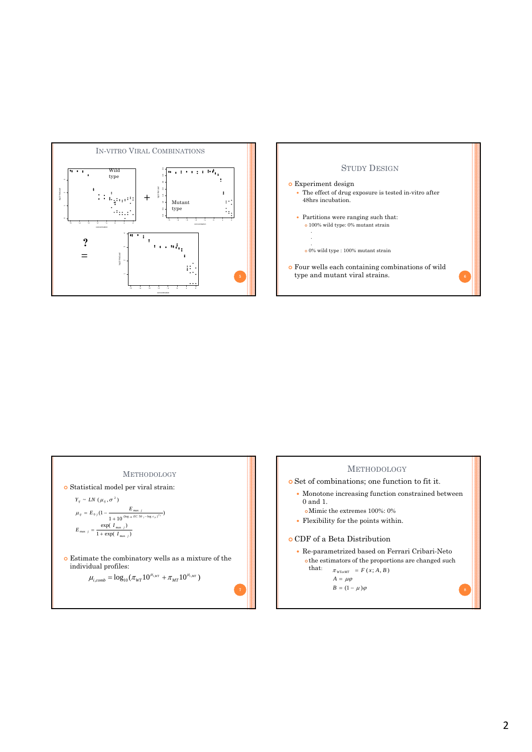## In-vitro Viral Combinations

Wild type

\+

Mutant type

? =

## Study Design

- Experiment design
  - The effect of drug exposure is tested in-vitro after 48hrs incubation.
  - Partitions were ranging such that:
    - 100% wild type: 0% mutant strain

      .

      .

      .
    - 0% wild type : 100% mutant strain
- Four wells each containing combinations of wild type and mutant viral strains.

## Methodology

- Statistical model per viral strain:

$$Y_{ij} \sim LN(\mu_{ij}, \sigma^2)$$

$$\mu_{ij} = E_{0j}\left(1 - \frac{E_{\max j}}{1 + 10^{(\log_{10} EC50_j - \log c_{ij})\gamma_j}}\right)$$

$$E_{\max j} = \frac{\exp(I_{\max j})}{1 + \exp(I_{\max j})}$$

- Estimate the combinatory wells as a mixture of the individual profiles:

$$\mu_{i,comb} = \log_{10}(\pi_{WT} 10^{\mu_{i,WT}} + \pi_{MT} 10^{\mu_{i,MT}})$$

## Methodology

- Set of combinations; one function to fit it.
  - Monotone increasing function constrained between 0 and 1.
    - Mimic the extremes 100%: 0%
  - Flexibility for the points within.
- CDF of a Beta Distribution
  - Re-parametrized based on Ferrari Cribari-Neto
    - the estimators of the proportions are changed such that:

$$\pi_{WTorMT} = F(x; A, B)$$

$$A = \mu\varphi$$

$$B = (1-\mu)\varphi$$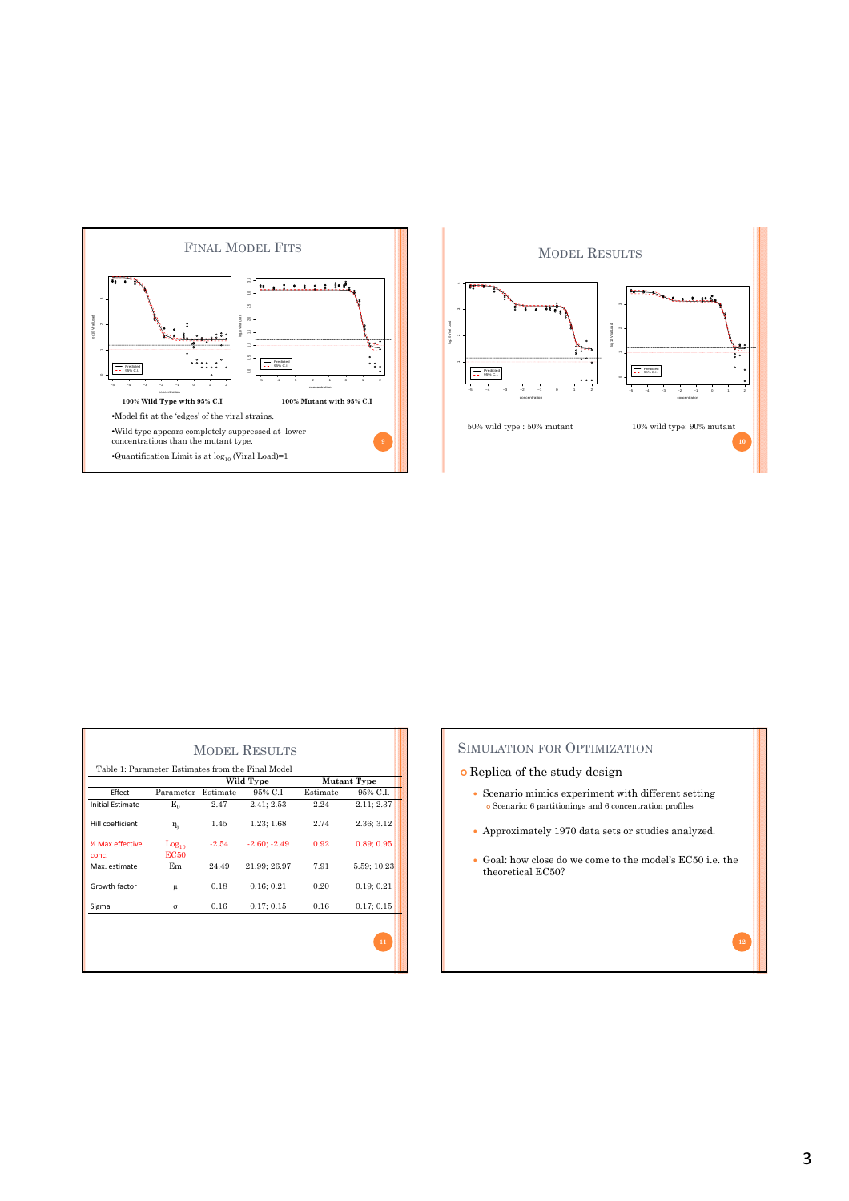## Final Model Fits

**100% Wild Type with 95% C.I** **100% Mutant with 95% C.I**

- Model fit at the 'edges' of the viral strains.
- Wild type appears completely suppressed at lower concentrations than the mutant type.
- Quantification Limit is at $\log_{10}$ (Viral Load)=1

## Model Results

50% wild type : 50% mutant

10% wild type: 90% mutant

## Model Results

Table 1: Parameter Estimates from the Final Model

| Effect | Parameter | Wild Type Estimate | Wild Type 95% C.I | Mutant Type Estimate | Mutant Type 95% C.I. |
|---|---|---|---|---|---|
| Initial Estimate | $E_0$ | 2.47 | 2.41; 2.53 | 2.24 | 2.11; 2.37 |
| Hill coefficient | $\eta_j$ | 1.45 | 1.23; 1.68 | 2.74 | 2.36; 3.12 |
| ½ Max effective conc. | $Log_{10}$ EC50 | -2.54 | -2.60; -2.49 | 0.92 | 0.89; 0.95 |
| Max. estimate | Em | 24.49 | 21.99; 26.97 | 7.91 | 5.59; 10.23 |
| Growth factor | $\mu$ | 0.18 | 0.16; 0.21 | 0.20 | 0.19; 0.21 |
| Sigma | $\sigma$ | 0.16 | 0.17; 0.15 | 0.16 | 0.17; 0.15 |

## Simulation for Optimization

- Replica of the study design
  - Scenario mimics experiment with different setting
    - Scenario: 6 partitionings and 6 concentration profiles
  - Approximately 1970 data sets or studies analyzed.
  - Goal: how close do we come to the model's EC50 i.e. the theoretical EC50?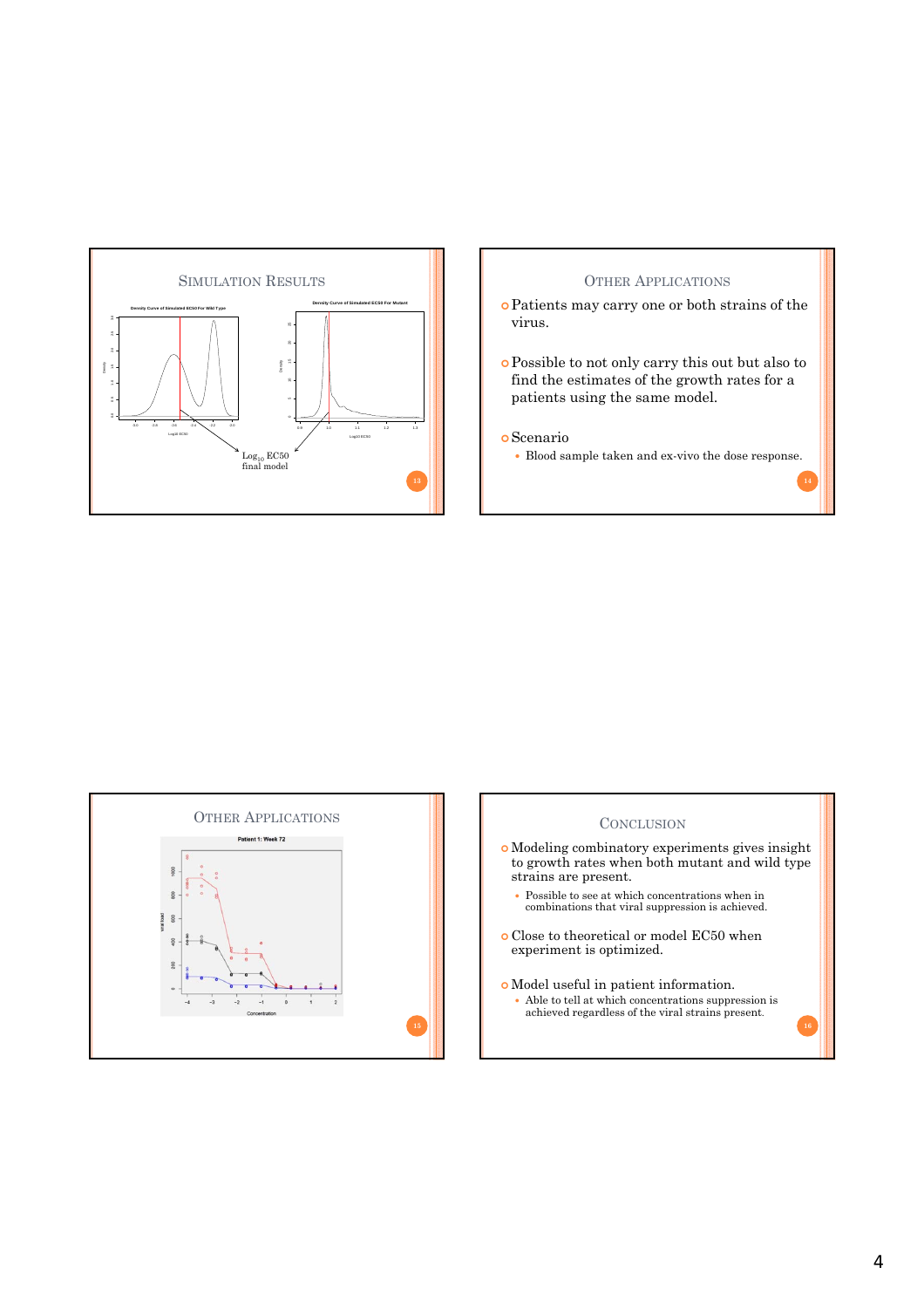## Simulation Results

Density Curve of Simulated EC50 For Wild Type

Density Curve of Simulated EC50 For Mutant

$Log_{10}$ EC50 final model

## Other Applications

- Patients may carry one or both strains of the virus.
- Possible to not only carry this out but also to find the estimates of the growth rates for a patients using the same model.
- Scenario
  - Blood sample taken and ex-vivo the dose response.

## Other Applications

Patient 1: Week 72

## Conclusion

- Modeling combinatory experiments gives insight to growth rates when both mutant and wild type strains are present.
  - Possible to see at which concentrations when in combinations that viral suppression is achieved.
- Close to theoretical or model EC50 when experiment is optimized.
- Model useful in patient information.
  - Able to tell at which concentrations suppression is achieved regardless of the viral strains present.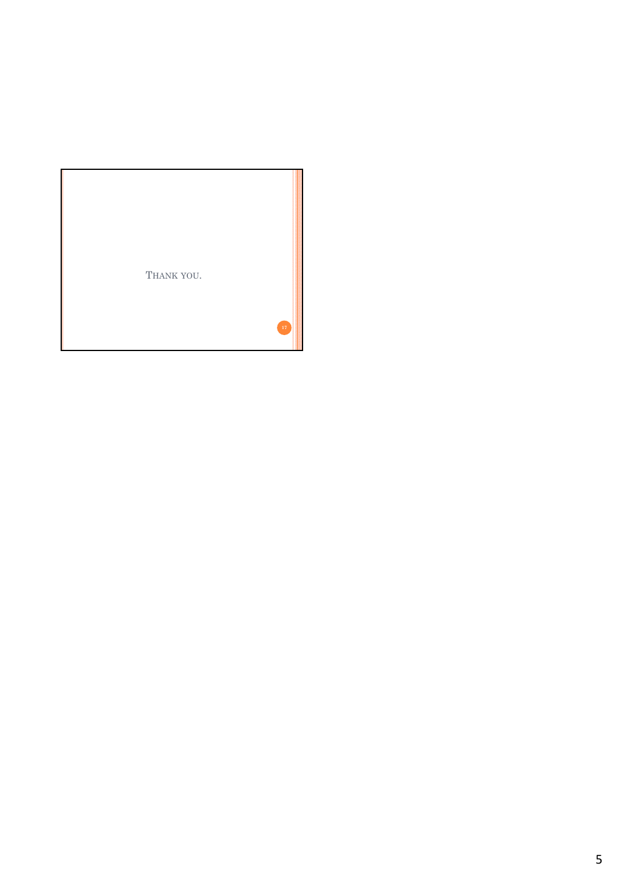THANK YOU.